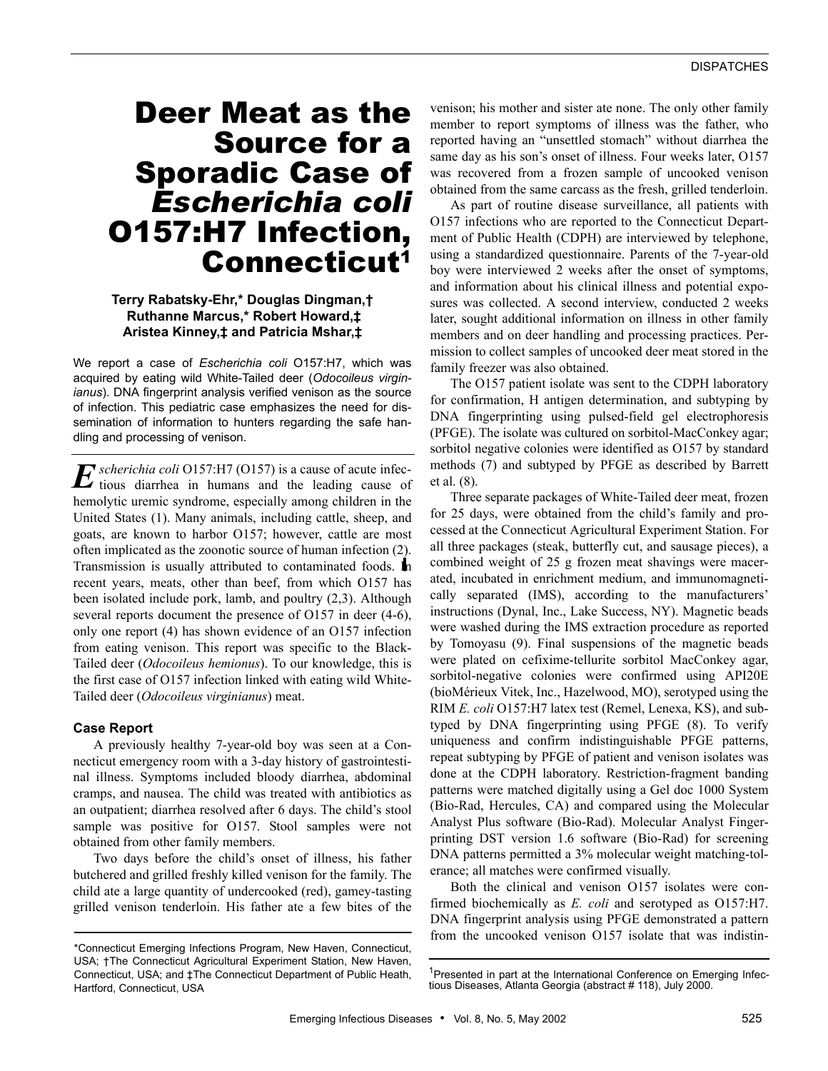# Deer Meat as the Source for a Sporadic Case of *Escherichia coli* O157:H7 Infection, Connecticut[1]

**Terry Rabatsky-Ehr,* Douglas Dingman,† Ruthanne Marcus,* Robert Howard,‡ Aristea Kinney,‡ and Patricia Mshar,‡**

We report a case of *Escherichia coli* O157:H7, which was acquired by eating wild White-Tailed deer (*Odocoileus virginianus*). DNA fingerprint analysis verified venison as the source of infection. This pediatric case emphasizes the need for dissemination of information to hunters regarding the safe handling and processing of venison.

*Escherichia coli* O157:H7 (O157) is a cause of acute infectious diarrhea in humans and the leading cause of hemolytic uremic syndrome, especially among children in the United States (1). Many animals, including cattle, sheep, and goats, are known to harbor O157; however, cattle are most often implicated as the zoonotic source of human infection (2). Transmission is usually attributed to contaminated foods. In recent years, meats, other than beef, from which O157 has been isolated include pork, lamb, and poultry (2,3). Although several reports document the presence of O157 in deer (4-6), only one report (4) has shown evidence of an O157 infection from eating venison. This report was specific to the Black-Tailed deer (*Odocoileus hemionus*). To our knowledge, this is the first case of O157 infection linked with eating wild White-Tailed deer (*Odocoileus virginianus*) meat.

## Case Report

A previously healthy 7-year-old boy was seen at a Connecticut emergency room with a 3-day history of gastrointestinal illness. Symptoms included bloody diarrhea, abdominal cramps, and nausea. The child was treated with antibiotics as an outpatient; diarrhea resolved after 6 days. The child's stool sample was positive for O157. Stool samples were not obtained from other family members.

Two days before the child's onset of illness, his father butchered and grilled freshly killed venison for the family. The child ate a large quantity of undercooked (red), gamey-tasting grilled venison tenderloin. His father ate a few bites of the venison; his mother and sister ate none. The only other family member to report symptoms of illness was the father, who reported having an "unsettled stomach" without diarrhea the same day as his son's onset of illness. Four weeks later, O157 was recovered from a frozen sample of uncooked venison obtained from the same carcass as the fresh, grilled tenderloin.

As part of routine disease surveillance, all patients with O157 infections who are reported to the Connecticut Department of Public Health (CDPH) are interviewed by telephone, using a standardized questionnaire. Parents of the 7-year-old boy were interviewed 2 weeks after the onset of symptoms, and information about his clinical illness and potential exposures was collected. A second interview, conducted 2 weeks later, sought additional information on illness in other family members and on deer handling and processing practices. Permission to collect samples of uncooked deer meat stored in the family freezer was also obtained.

The O157 patient isolate was sent to the CDPH laboratory for confirmation, H antigen determination, and subtyping by DNA fingerprinting using pulsed-field gel electrophoresis (PFGE). The isolate was cultured on sorbitol-MacConkey agar; sorbitol negative colonies were identified as O157 by standard methods (7) and subtyped by PFGE as described by Barrett et al. (8).

Three separate packages of White-Tailed deer meat, frozen for 25 days, were obtained from the child's family and processed at the Connecticut Agricultural Experiment Station. For all three packages (steak, butterfly cut, and sausage pieces), a combined weight of 25 g frozen meat shavings were macerated, incubated in enrichment medium, and immunomagnetically separated (IMS), according to the manufacturers' instructions (Dynal, Inc., Lake Success, NY). Magnetic beads were washed during the IMS extraction procedure as reported by Tomoyasu (9). Final suspensions of the magnetic beads were plated on cefixime-tellurite sorbitol MacConkey agar, sorbitol-negative colonies were confirmed using API20E (bioMérieux Vitek, Inc., Hazelwood, MO), serotyped using the RIM *E. coli* O157:H7 latex test (Remel, Lenexa, KS), and subtyped by DNA fingerprinting using PFGE (8). To verify uniqueness and confirm indistinguishable PFGE patterns, repeat subtyping by PFGE of patient and venison isolates was done at the CDPH laboratory. Restriction-fragment banding patterns were matched digitally using a Gel doc 1000 System (Bio-Rad, Hercules, CA) and compared using the Molecular Analyst Plus software (Bio-Rad). Molecular Analyst Fingerprinting DST version 1.6 software (Bio-Rad) for screening DNA patterns permitted a 3% molecular weight matching-tolerance; all matches were confirmed visually.

Both the clinical and venison O157 isolates were confirmed biochemically as *E. coli* and serotyped as O157:H7. DNA fingerprint analysis using PFGE demonstrated a pattern from the uncooked venison O157 isolate that was indistin-

*Connecticut Emerging Infections Program, New Haven, Connecticut, USA; †The Connecticut Agricultural Experiment Station, New Haven, Connecticut, USA; and ‡The Connecticut Department of Public Heath, Hartford, Connecticut, USA

[1]Presented in part at the International Conference on Emerging Infectious Diseases, Atlanta Georgia (abstract # 118), July 2000.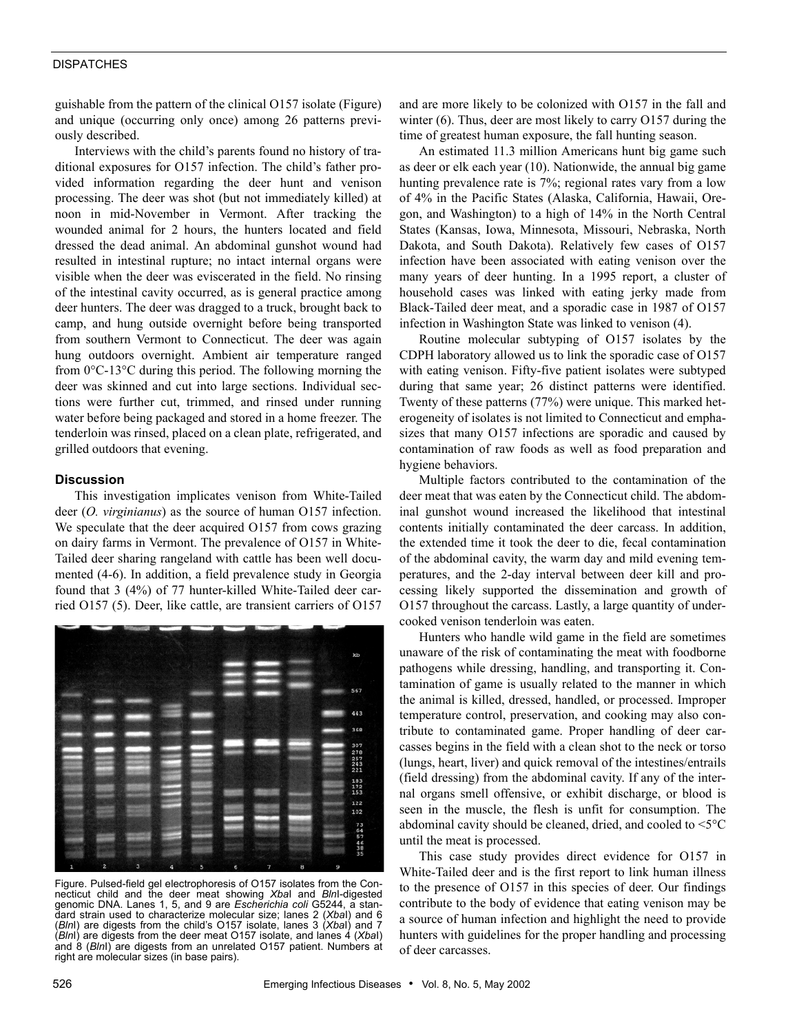guishable from the pattern of the clinical O157 isolate (Figure) and unique (occurring only once) among 26 patterns previously described.

Interviews with the child's parents found no history of traditional exposures for O157 infection. The child's father provided information regarding the deer hunt and venison processing. The deer was shot (but not immediately killed) at noon in mid-November in Vermont. After tracking the wounded animal for 2 hours, the hunters located and field dressed the dead animal. An abdominal gunshot wound had resulted in intestinal rupture; no intact internal organs were visible when the deer was eviscerated in the field. No rinsing of the intestinal cavity occurred, as is general practice among deer hunters. The deer was dragged to a truck, brought back to camp, and hung outside overnight before being transported from southern Vermont to Connecticut. The deer was again hung outdoors overnight. Ambient air temperature ranged from 0°C-13°C during this period. The following morning the deer was skinned and cut into large sections. Individual sections were further cut, trimmed, and rinsed under running water before being packaged and stored in a home freezer. The tenderloin was rinsed, placed on a clean plate, refrigerated, and grilled outdoors that evening.

### Discussion

This investigation implicates venison from White-Tailed deer (*O. virginianus*) as the source of human O157 infection. We speculate that the deer acquired O157 from cows grazing on dairy farms in Vermont. The prevalence of O157 in White-Tailed deer sharing rangeland with cattle has been well documented (4-6). In addition, a field prevalence study in Georgia found that 3 (4%) of 77 hunter-killed White-Tailed deer carried O157 (5). Deer, like cattle, are transient carriers of O157 and are more likely to be colonized with O157 in the fall and winter (6). Thus, deer are most likely to carry O157 during the time of greatest human exposure, the fall hunting season.

Figure. Pulsed-field gel electrophoresis of O157 isolates from the Connecticut child and the deer meat showing *Xba*I and *Bln*I-digested genomic DNA. Lanes 1, 5, and 9 are *Escherichia coli* G5244, a standard strain used to characterize molecular size; lanes 2 (*Xba*I) and 6 (*Bln*I) are digests from the child's O157 isolate, lanes 3 (*Xba*I) and 7 (*Bln*I) are digests from the deer meat O157 isolate, and lanes 4 (*Xba*I) and 8 (*Bln*I) are digests from an unrelated O157 patient. Numbers at right are molecular sizes (in base pairs).

An estimated 11.3 million Americans hunt big game such as deer or elk each year (10). Nationwide, the annual big game hunting prevalence rate is 7%; regional rates vary from a low of 4% in the Pacific States (Alaska, California, Hawaii, Oregon, and Washington) to a high of 14% in the North Central States (Kansas, Iowa, Minnesota, Missouri, Nebraska, North Dakota, and South Dakota). Relatively few cases of O157 infection have been associated with eating venison over the many years of deer hunting. In a 1995 report, a cluster of household cases was linked with eating jerky made from Black-Tailed deer meat, and a sporadic case in 1987 of O157 infection in Washington State was linked to venison (4).

Routine molecular subtyping of O157 isolates by the CDPH laboratory allowed us to link the sporadic case of O157 with eating venison. Fifty-five patient isolates were subtyped during that same year; 26 distinct patterns were identified. Twenty of these patterns (77%) were unique. This marked heterogeneity of isolates is not limited to Connecticut and emphasizes that many O157 infections are sporadic and caused by contamination of raw foods as well as food preparation and hygiene behaviors.

Multiple factors contributed to the contamination of the deer meat that was eaten by the Connecticut child. The abdominal gunshot wound increased the likelihood that intestinal contents initially contaminated the deer carcass. In addition, the extended time it took the deer to die, fecal contamination of the abdominal cavity, the warm day and mild evening temperatures, and the 2-day interval between deer kill and processing likely supported the dissemination and growth of O157 throughout the carcass. Lastly, a large quantity of undercooked venison tenderloin was eaten.

Hunters who handle wild game in the field are sometimes unaware of the risk of contaminating the meat with foodborne pathogens while dressing, handling, and transporting it. Contamination of game is usually related to the manner in which the animal is killed, dressed, handled, or processed. Improper temperature control, preservation, and cooking may also contribute to contaminated game. Proper handling of deer carcasses begins in the field with a clean shot to the neck or torso (lungs, heart, liver) and quick removal of the intestines/entrails (field dressing) from the abdominal cavity. If any of the internal organs smell offensive, or exhibit discharge, or blood is seen in the muscle, the flesh is unfit for consumption. The abdominal cavity should be cleaned, dried, and cooled to <5°C until the meat is processed.

This case study provides direct evidence for O157 in White-Tailed deer and is the first report to link human illness to the presence of O157 in this species of deer. Our findings contribute to the body of evidence that eating venison may be a source of human infection and highlight the need to provide hunters with guidelines for the proper handling and processing of deer carcasses.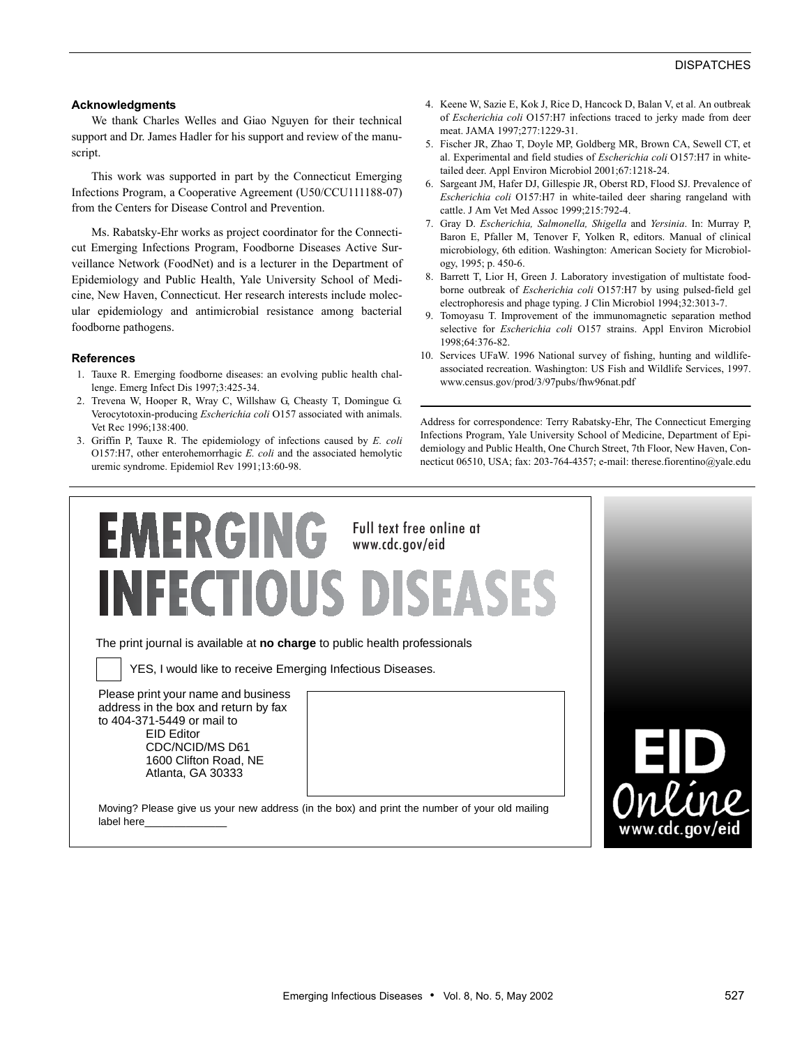### Acknowledgments

We thank Charles Welles and Giao Nguyen for their technical support and Dr. James Hadler for his support and review of the manuscript.

This work was supported in part by the Connecticut Emerging Infections Program, a Cooperative Agreement (U50/CCU111188-07) from the Centers for Disease Control and Prevention.

Ms. Rabatsky-Ehr works as project coordinator for the Connecticut Emerging Infections Program, Foodborne Diseases Active Surveillance Network (FoodNet) and is a lecturer in the Department of Epidemiology and Public Health, Yale University School of Medicine, New Haven, Connecticut. Her research interests include molecular epidemiology and antimicrobial resistance among bacterial foodborne pathogens.

### References

1. Tauxe R. Emerging foodborne diseases: an evolving public health challenge. Emerg Infect Dis 1997;3:425-34.
2. Trevena W, Hooper R, Wray C, Willshaw G, Cheasty T, Domingue G. Verocytotoxin-producing *Escherichia coli* O157 associated with animals. Vet Rec 1996;138:400.
3. Griffin P, Tauxe R. The epidemiology of infections caused by *E. coli* O157:H7, other enterohemorrhagic *E. coli* and the associated hemolytic uremic syndrome. Epidemiol Rev 1991;13:60-98.
4. Keene W, Sazie E, Kok J, Rice D, Hancock D, Balan V, et al. An outbreak of *Escherichia coli* O157:H7 infections traced to jerky made from deer meat. JAMA 1997;277:1229-31.
5. Fischer JR, Zhao T, Doyle MP, Goldberg MR, Brown CA, Sewell CT, et al. Experimental and field studies of *Escherichia coli* O157:H7 in white-tailed deer. Appl Environ Microbiol 2001;67:1218-24.
6. Sargeant JM, Hafer DJ, Gillespie JR, Oberst RD, Flood SJ. Prevalence of *Escherichia coli* O157:H7 in white-tailed deer sharing rangeland with cattle. J Am Vet Med Assoc 1999;215:792-4.
7. Gray D. *Escherichia, Salmonella, Shigella* and *Yersinia*. In: Murray P, Baron E, Pfaller M, Tenover F, Yolken R, editors. Manual of clinical microbiology, 6th edition. Washington: American Society for Microbiology, 1995; p. 450-6.
8. Barrett T, Lior H, Green J. Laboratory investigation of multistate foodborne outbreak of *Escherichia coli* O157:H7 by using pulsed-field gel electrophoresis and phage typing. J Clin Microbiol 1994;32:3013-7.
9. Tomoyasu T. Improvement of the immunomagnetic separation method selective for *Escherichia coli* O157 strains. Appl Environ Microbiol 1998;64:376-82.
10. Services UFaW. 1996 National survey of fishing, hunting and wildlife-associated recreation. Washington: US Fish and Wildlife Services, 1997. www.census.gov/prod/3/97pubs/fhw96nat.pdf

Address for correspondence: Terry Rabatsky-Ehr, The Connecticut Emerging Infections Program, Yale University School of Medicine, Department of Epidemiology and Public Health, One Church Street, 7th Floor, New Haven, Connecticut 06510, USA; fax: 203-764-4357; e-mail: therese.fiorentino@yale.edu

---

# EMERGING INFECTIOUS DISEASES

Full text free online at www.cdc.gov/eid

The print journal is available at **no charge** to public health professionals

☐ YES, I would like to receive Emerging Infectious Diseases.

Please print your name and business address in the box and return by fax to 404-371-5449 or mail to
EID Editor
CDC/NCID/MS D61
1600 Clifton Road, NE
Atlanta, GA 30333

Moving? Please give us your new address (in the box) and print the number of your old mailing label here______________

EID Online
www.cdc.gov/eid